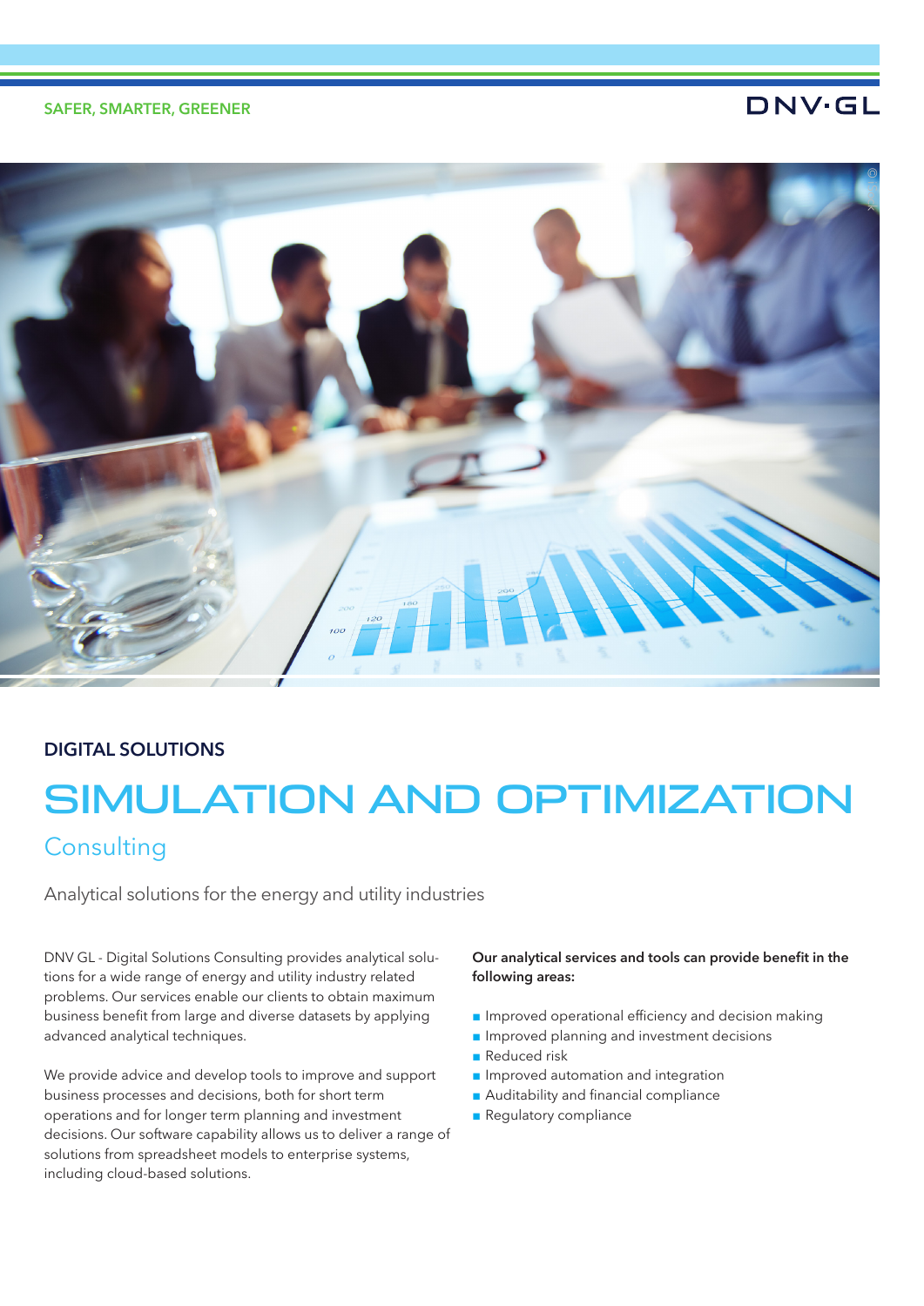SAFER, SMARTER, GREENER

DNV·GL

**DIGITAL SOLUTIONS**

# SIMULATION AND OPTIMIZATION

## Consulting

Analytical solutions for the energy and utility industries

DNV GL - Digital Solutions Consulting provides analytical solutions for a wide range of energy and utility industry related problems. Our services enable our clients to obtain maximum business benefit from large and diverse datasets by applying advanced analytical techniques.

We provide advice and develop tools to improve and support business processes and decisions, both for short term operations and for longer term planning and investment decisions. Our software capability allows us to deliver a range of solutions from spreadsheet models to enterprise systems, including cloud-based solutions.

**Our analytical services and tools can provide benefit in the following areas:**

- Improved operational efficiency and decision making
- Improved planning and investment decisions
- Reduced risk
- Improved automation and integration
- Auditability and financial compliance
- Regulatory compliance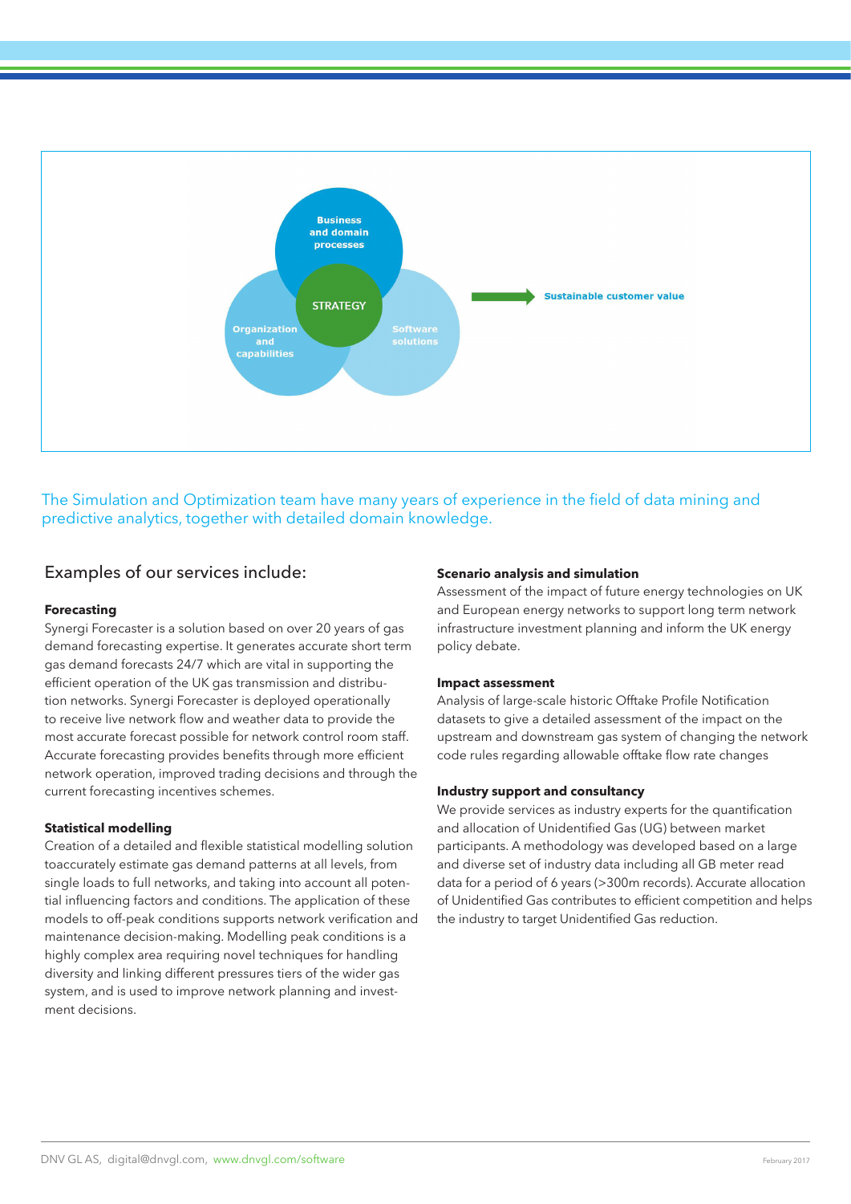Business and domain processes

STRATEGY

Organization and capabilities

Software solutions

Sustainable customer value

The Simulation and Optimization team have many years of experience in the field of data mining and predictive analytics, together with detailed domain knowledge.

## Examples of our services include:

**Forecasting**
Synergi Forecaster is a solution based on over 20 years of gas demand forecasting expertise. It generates accurate short term gas demand forecasts 24/7 which are vital in supporting the efficient operation of the UK gas transmission and distribution networks. Synergi Forecaster is deployed operationally to receive live network flow and weather data to provide the most accurate forecast possible for network control room staff. Accurate forecasting provides benefits through more efficient network operation, improved trading decisions and through the current forecasting incentives schemes.

**Statistical modelling**
Creation of a detailed and flexible statistical modelling solution toaccurately estimate gas demand patterns at all levels, from single loads to full networks, and taking into account all potential influencing factors and conditions. The application of these models to off-peak conditions supports network verification and maintenance decision-making. Modelling peak conditions is a highly complex area requiring novel techniques for handling diversity and linking different pressures tiers of the wider gas system, and is used to improve network planning and investment decisions.

**Scenario analysis and simulation**
Assessment of the impact of future energy technologies on UK and European energy networks to support long term network infrastructure investment planning and inform the UK energy policy debate.

**Impact assessment**
Analysis of large-scale historic Offtake Profile Notification datasets to give a detailed assessment of the impact on the upstream and downstream gas system of changing the network code rules regarding allowable offtake flow rate changes

**Industry support and consultancy**
We provide services as industry experts for the quantification and allocation of Unidentified Gas (UG) between market participants. A methodology was developed based on a large and diverse set of industry data including all GB meter read data for a period of 6 years (>300m records). Accurate allocation of Unidentified Gas contributes to efficient competition and helps the industry to target Unidentified Gas reduction.

DNV GL AS, digital@dnvgl.com, www.dnvgl.com/software

February 2017